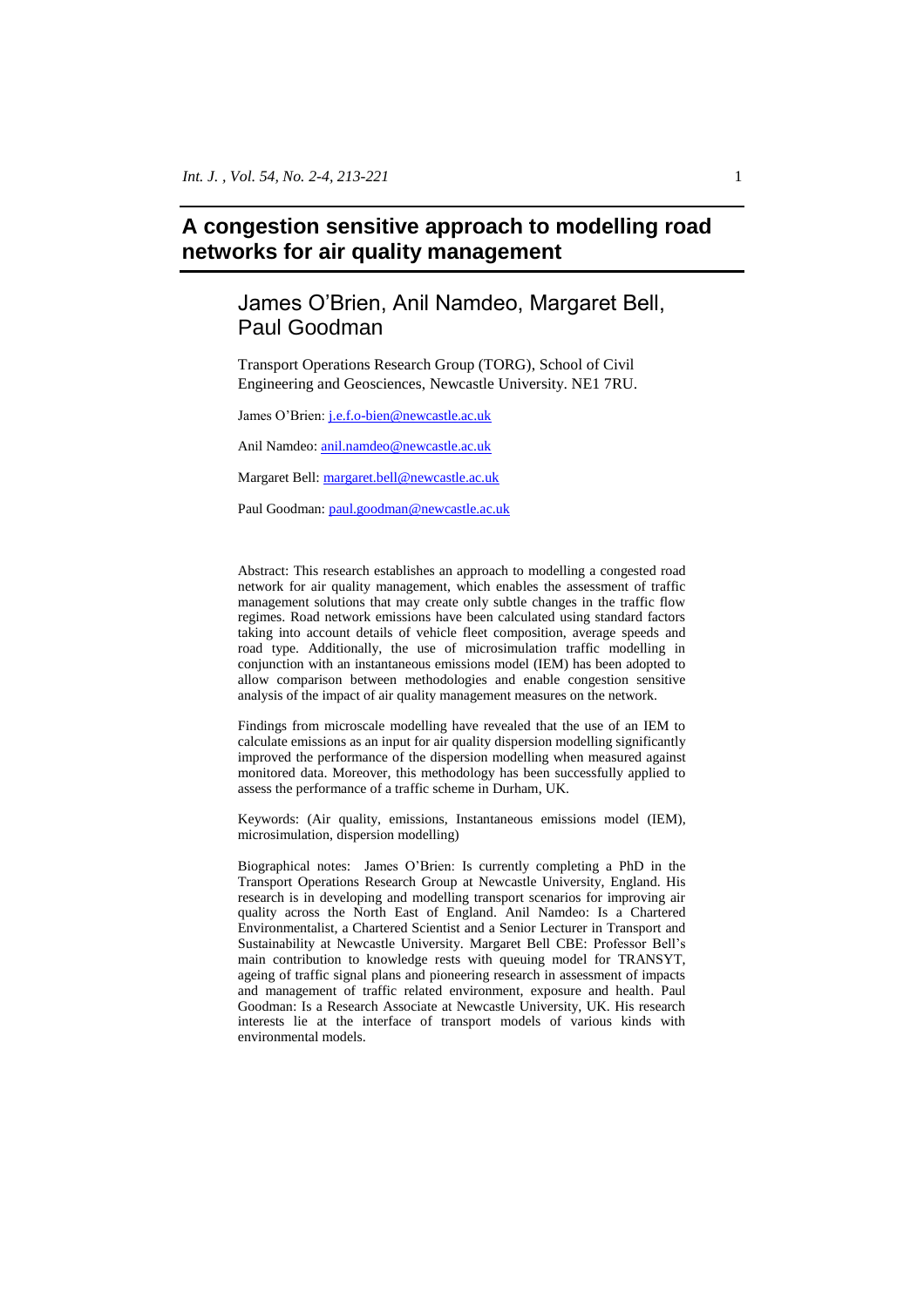# A congestion sensitive approach to modelling road networks for air quality management

## James O'Brien, Anil Namdeo, Margaret Bell, Paul Goodman

Transport Operations Research Group (TORG), School of Civil Engineering and Geosciences, Newcastle University. NE1 7RU.

James O'Brien: j.e.f.o-bien@newcastle.ac.uk

Anil Namdeo: anil.namdeo@newcastle.ac.uk

Margaret Bell: margaret.bell@newcastle.ac.uk

Paul Goodman: paul.goodman@newcastle.ac.uk

Abstract: This research establishes an approach to modelling a congested road network for air quality management, which enables the assessment of traffic management solutions that may create only subtle changes in the traffic flow regimes. Road network emissions have been calculated using standard factors taking into account details of vehicle fleet composition, average speeds and road type. Additionally, the use of microsimulation traffic modelling in conjunction with an instantaneous emissions model (IEM) has been adopted to allow comparison between methodologies and enable congestion sensitive analysis of the impact of air quality management measures on the network.

Findings from microscale modelling have revealed that the use of an IEM to calculate emissions as an input for air quality dispersion modelling significantly improved the performance of the dispersion modelling when measured against monitored data. Moreover, this methodology has been successfully applied to assess the performance of a traffic scheme in Durham, UK.

Keywords: (Air quality, emissions, Instantaneous emissions model (IEM), microsimulation, dispersion modelling)

Biographical notes: James O'Brien: Is currently completing a PhD in the Transport Operations Research Group at Newcastle University, England. His research is in developing and modelling transport scenarios for improving air quality across the North East of England. Anil Namdeo: Is a Chartered Environmentalist, a Chartered Scientist and a Senior Lecturer in Transport and Sustainability at Newcastle University. Margaret Bell CBE: Professor Bell's main contribution to knowledge rests with queuing model for TRANSYT, ageing of traffic signal plans and pioneering research in assessment of impacts and management of traffic related environment, exposure and health. Paul Goodman: Is a Research Associate at Newcastle University, UK. His research interests lie at the interface of transport models of various kinds with environmental models.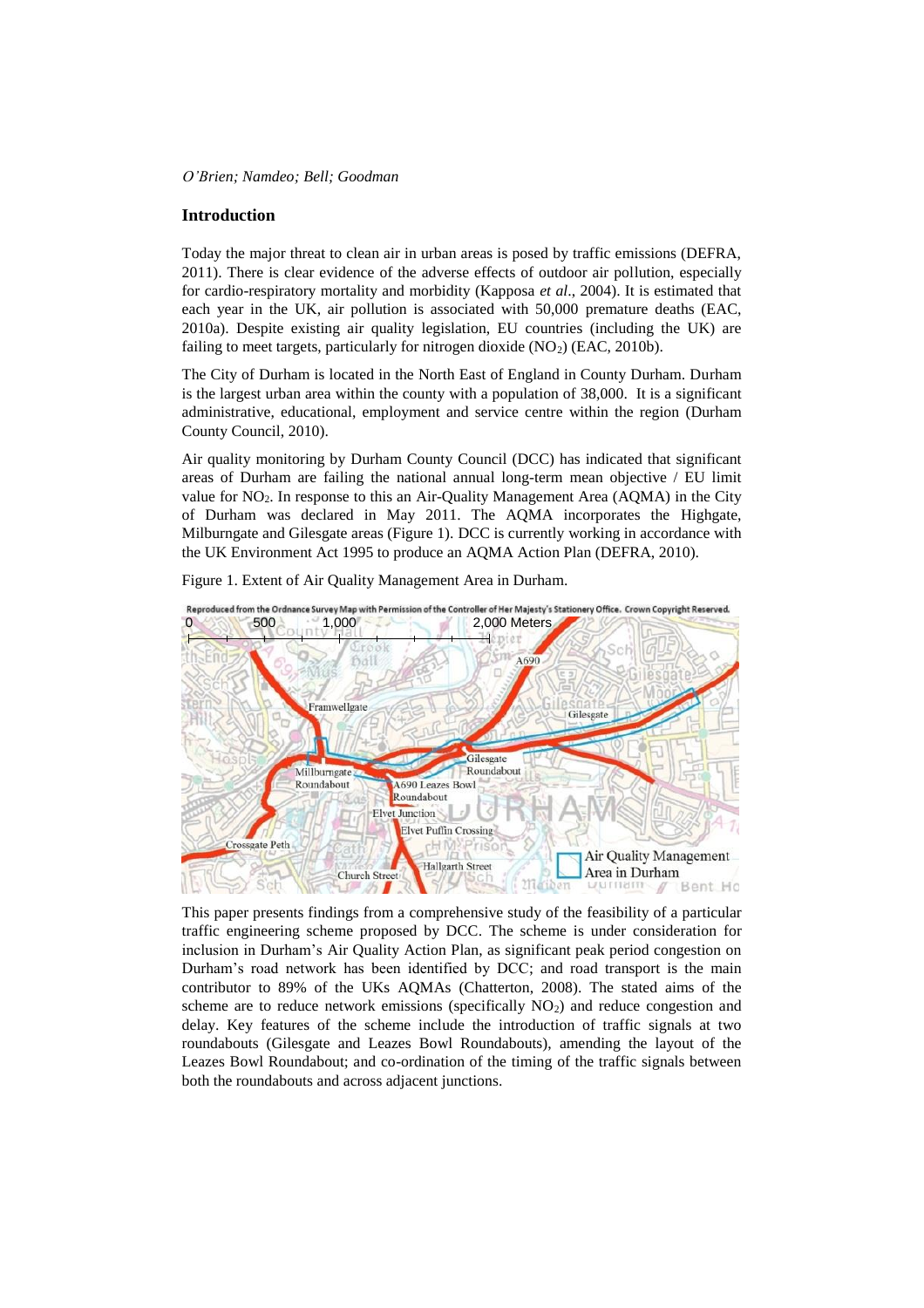## Introduction

Today the major threat to clean air in urban areas is posed by traffic emissions (DEFRA, 2011). There is clear evidence of the adverse effects of outdoor air pollution, especially for cardio-respiratory mortality and morbidity (Kapposa *et al*., 2004). It is estimated that each year in the UK, air pollution is associated with 50,000 premature deaths (EAC, 2010a). Despite existing air quality legislation, EU countries (including the UK) are failing to meet targets, particularly for nitrogen dioxide ($NO_2$) (EAC, 2010b).

The City of Durham is located in the North East of England in County Durham. Durham is the largest urban area within the county with a population of 38,000. It is a significant administrative, educational, employment and service centre within the region (Durham County Council, 2010).

Air quality monitoring by Durham County Council (DCC) has indicated that significant areas of Durham are failing the national annual long-term mean objective / EU limit value for $NO_2$. In response to this an Air-Quality Management Area (AQMA) in the City of Durham was declared in May 2011. The AQMA incorporates the Highgate, Milburngate and Gilesgate areas (Figure 1). DCC is currently working in accordance with the UK Environment Act 1995 to produce an AQMA Action Plan (DEFRA, 2010).

Figure 1. Extent of Air Quality Management Area in Durham.

This paper presents findings from a comprehensive study of the feasibility of a particular traffic engineering scheme proposed by DCC. The scheme is under consideration for inclusion in Durham's Air Quality Action Plan, as significant peak period congestion on Durham's road network has been identified by DCC; and road transport is the main contributor to 89% of the UKs AQMAs (Chatterton, 2008). The stated aims of the scheme are to reduce network emissions (specifically $NO_2$) and reduce congestion and delay. Key features of the scheme include the introduction of traffic signals at two roundabouts (Gilesgate and Leazes Bowl Roundabouts), amending the layout of the Leazes Bowl Roundabout; and co-ordination of the timing of the traffic signals between both the roundabouts and across adjacent junctions.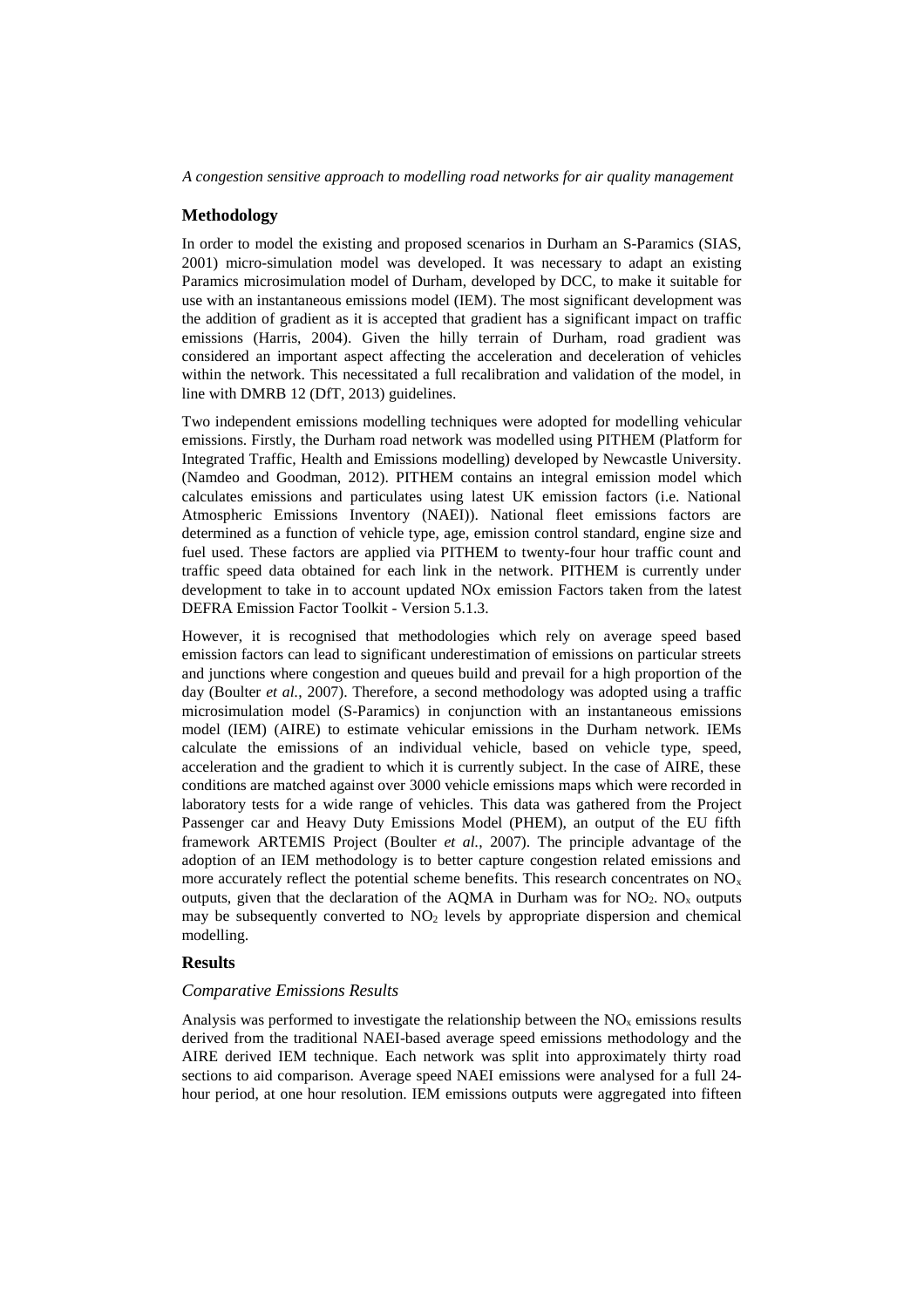## Methodology

In order to model the existing and proposed scenarios in Durham an S-Paramics (SIAS, 2001) micro-simulation model was developed. It was necessary to adapt an existing Paramics microsimulation model of Durham, developed by DCC, to make it suitable for use with an instantaneous emissions model (IEM). The most significant development was the addition of gradient as it is accepted that gradient has a significant impact on traffic emissions (Harris, 2004). Given the hilly terrain of Durham, road gradient was considered an important aspect affecting the acceleration and deceleration of vehicles within the network. This necessitated a full recalibration and validation of the model, in line with DMRB 12 (DfT, 2013) guidelines.

Two independent emissions modelling techniques were adopted for modelling vehicular emissions. Firstly, the Durham road network was modelled using PITHEM (Platform for Integrated Traffic, Health and Emissions modelling) developed by Newcastle University. (Namdeo and Goodman, 2012). PITHEM contains an integral emission model which calculates emissions and particulates using latest UK emission factors (i.e. National Atmospheric Emissions Inventory (NAEI)). National fleet emissions factors are determined as a function of vehicle type, age, emission control standard, engine size and fuel used. These factors are applied via PITHEM to twenty-four hour traffic count and traffic speed data obtained for each link in the network. PITHEM is currently under development to take in to account updated NOx emission Factors taken from the latest DEFRA Emission Factor Toolkit - Version 5.1.3.

However, it is recognised that methodologies which rely on average speed based emission factors can lead to significant underestimation of emissions on particular streets and junctions where congestion and queues build and prevail for a high proportion of the day (Boulter *et al.*, 2007). Therefore, a second methodology was adopted using a traffic microsimulation model (S-Paramics) in conjunction with an instantaneous emissions model (IEM) (AIRE) to estimate vehicular emissions in the Durham network. IEMs calculate the emissions of an individual vehicle, based on vehicle type, speed, acceleration and the gradient to which it is currently subject. In the case of AIRE, these conditions are matched against over 3000 vehicle emissions maps which were recorded in laboratory tests for a wide range of vehicles. This data was gathered from the Project Passenger car and Heavy Duty Emissions Model (PHEM), an output of the EU fifth framework ARTEMIS Project (Boulter *et al.*, 2007). The principle advantage of the adoption of an IEM methodology is to better capture congestion related emissions and more accurately reflect the potential scheme benefits. This research concentrates on $NO_x$ outputs, given that the declaration of the AQMA in Durham was for $NO_2$. $NO_x$ outputs may be subsequently converted to $NO_2$ levels by appropriate dispersion and chemical modelling.

## Results

### *Comparative Emissions Results*

Analysis was performed to investigate the relationship between the $NO_x$ emissions results derived from the traditional NAEI-based average speed emissions methodology and the AIRE derived IEM technique. Each network was split into approximately thirty road sections to aid comparison. Average speed NAEI emissions were analysed for a full 24-hour period, at one hour resolution. IEM emissions outputs were aggregated into fifteen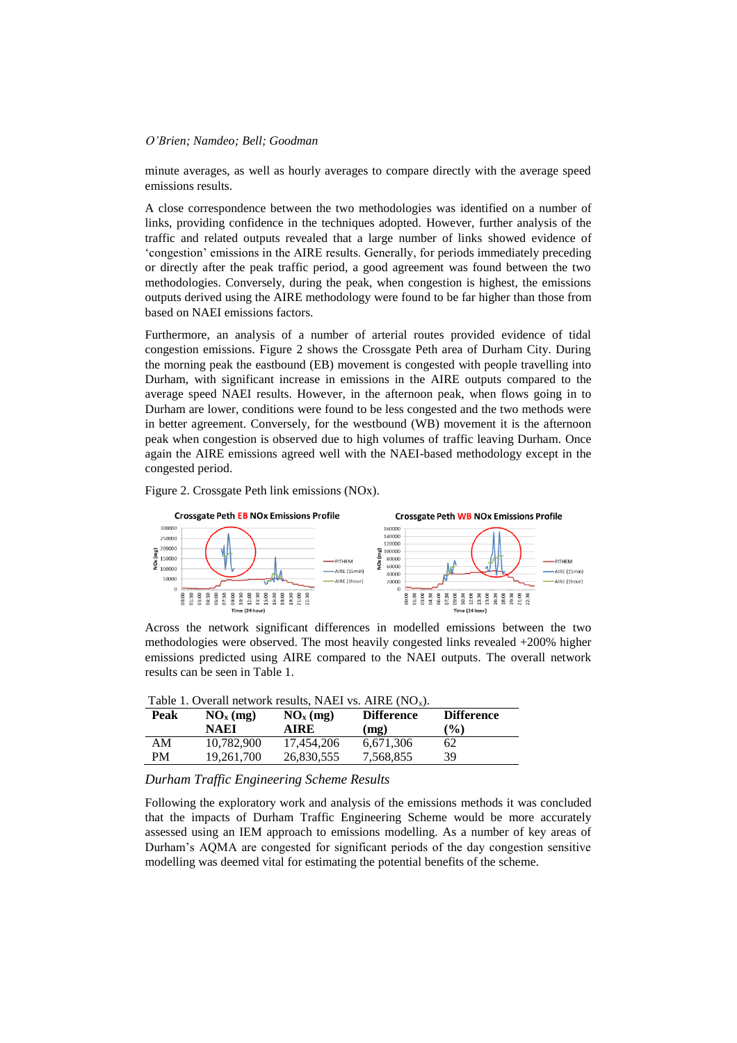minute averages, as well as hourly averages to compare directly with the average speed emissions results.

A close correspondence between the two methodologies was identified on a number of links, providing confidence in the techniques adopted. However, further analysis of the traffic and related outputs revealed that a large number of links showed evidence of 'congestion' emissions in the AIRE results. Generally, for periods immediately preceding or directly after the peak traffic period, a good agreement was found between the two methodologies. Conversely, during the peak, when congestion is highest, the emissions outputs derived using the AIRE methodology were found to be far higher than those from based on NAEI emissions factors.

Furthermore, an analysis of a number of arterial routes provided evidence of tidal congestion emissions. Figure 2 shows the Crossgate Peth area of Durham City. During the morning peak the eastbound (EB) movement is congested with people travelling into Durham, with significant increase in emissions in the AIRE outputs compared to the average speed NAEI results. However, in the afternoon peak, when flows going in to Durham are lower, conditions were found to be less congested and the two methods were in better agreement. Conversely, for the westbound (WB) movement it is the afternoon peak when congestion is observed due to high volumes of traffic leaving Durham. Once again the AIRE emissions agreed well with the NAEI-based methodology except in the congested period.

Figure 2. Crossgate Peth link emissions (NOx).

Across the network significant differences in modelled emissions between the two methodologies were observed. The most heavily congested links revealed +200% higher emissions predicted using AIRE compared to the NAEI outputs. The overall network results can be seen in Table 1.

Table 1. Overall network results, NAEI vs. AIRE ($NO_x$).

| Peak | $NO_x$ (mg) NAEI | $NO_x$ (mg) AIRE | Difference (mg) | Difference (%) |
|---|---|---|---|---|
| AM | 10,782,900 | 17,454,206 | 6,671,306 | 62 |
| PM | 19,261,700 | 26,830,555 | 7,568,855 | 39 |

*Durham Traffic Engineering Scheme Results*

Following the exploratory work and analysis of the emissions methods it was concluded that the impacts of Durham Traffic Engineering Scheme would be more accurately assessed using an IEM approach to emissions modelling. As a number of key areas of Durham's AQMA are congested for significant periods of the day congestion sensitive modelling was deemed vital for estimating the potential benefits of the scheme.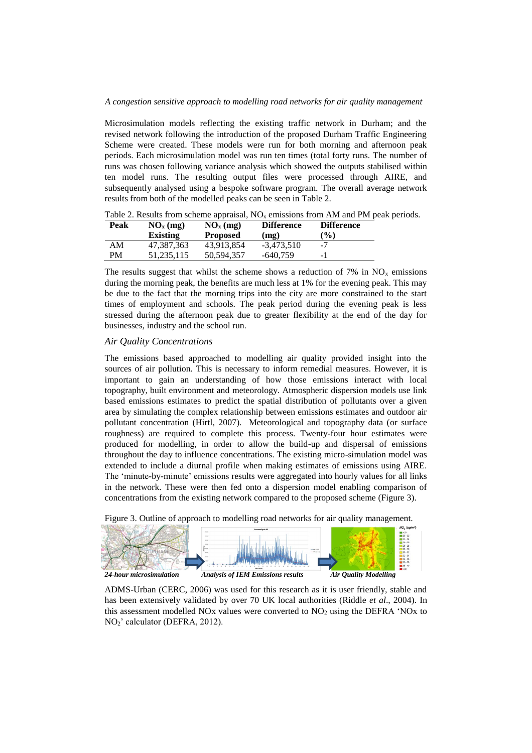Microsimulation models reflecting the existing traffic network in Durham; and the revised network following the introduction of the proposed Durham Traffic Engineering Scheme were created. These models were run for both morning and afternoon peak periods. Each microsimulation model was run ten times (total forty runs. The number of runs was chosen following variance analysis which showed the outputs stabilised within ten model runs. The resulting output files were processed through AIRE, and subsequently analysed using a bespoke software program. The overall average network results from both of the modelled peaks can be seen in Table 2.

Table 2. Results from scheme appraisal, $NO_x$ emissions from AM and PM peak periods.

| Peak | $NO_x$ (mg) Existing | $NO_x$ (mg) Proposed | Difference (mg) | Difference (%) |
|---|---|---|---|---|
| AM | 47,387,363 | 43,913,854 | -3,473,510 | -7 |
| PM | 51,235,115 | 50,594,357 | -640,759 | -1 |

The results suggest that whilst the scheme shows a reduction of 7% in $NO_x$ emissions during the morning peak, the benefits are much less at 1% for the evening peak. This may be due to the fact that the morning trips into the city are more constrained to the start times of employment and schools. The peak period during the evening peak is less stressed during the afternoon peak due to greater flexibility at the end of the day for businesses, industry and the school run.

### *Air Quality Concentrations*

The emissions based approached to modelling air quality provided insight into the sources of air pollution. This is necessary to inform remedial measures. However, it is important to gain an understanding of how those emissions interact with local topography, built environment and meteorology. Atmospheric dispersion models use link based emissions estimates to predict the spatial distribution of pollutants over a given area by simulating the complex relationship between emissions estimates and outdoor air pollutant concentration (Hirtl, 2007). Meteorological and topography data (or surface roughness) are required to complete this process. Twenty-four hour estimates were produced for modelling, in order to allow the build-up and dispersal of emissions throughout the day to influence concentrations. The existing micro-simulation model was extended to include a diurnal profile when making estimates of emissions using AIRE. The 'minute-by-minute' emissions results were aggregated into hourly values for all links in the network. These were then fed onto a dispersion model enabling comparison of concentrations from the existing network compared to the proposed scheme (Figure 3).

Figure 3. Outline of approach to modelling road networks for air quality management.

***24-hour microsimulation*** → ***Analysis of IEM Emissions results*** → ***Air Quality Modelling***

ADMS-Urban (CERC, 2006) was used for this research as it is user friendly, stable and has been extensively validated by over 70 UK local authorities (Riddle *et al*., 2004). In this assessment modelled NOx values were converted to $NO_2$ using the DEFRA 'NOx to $NO_2$' calculator (DEFRA, 2012).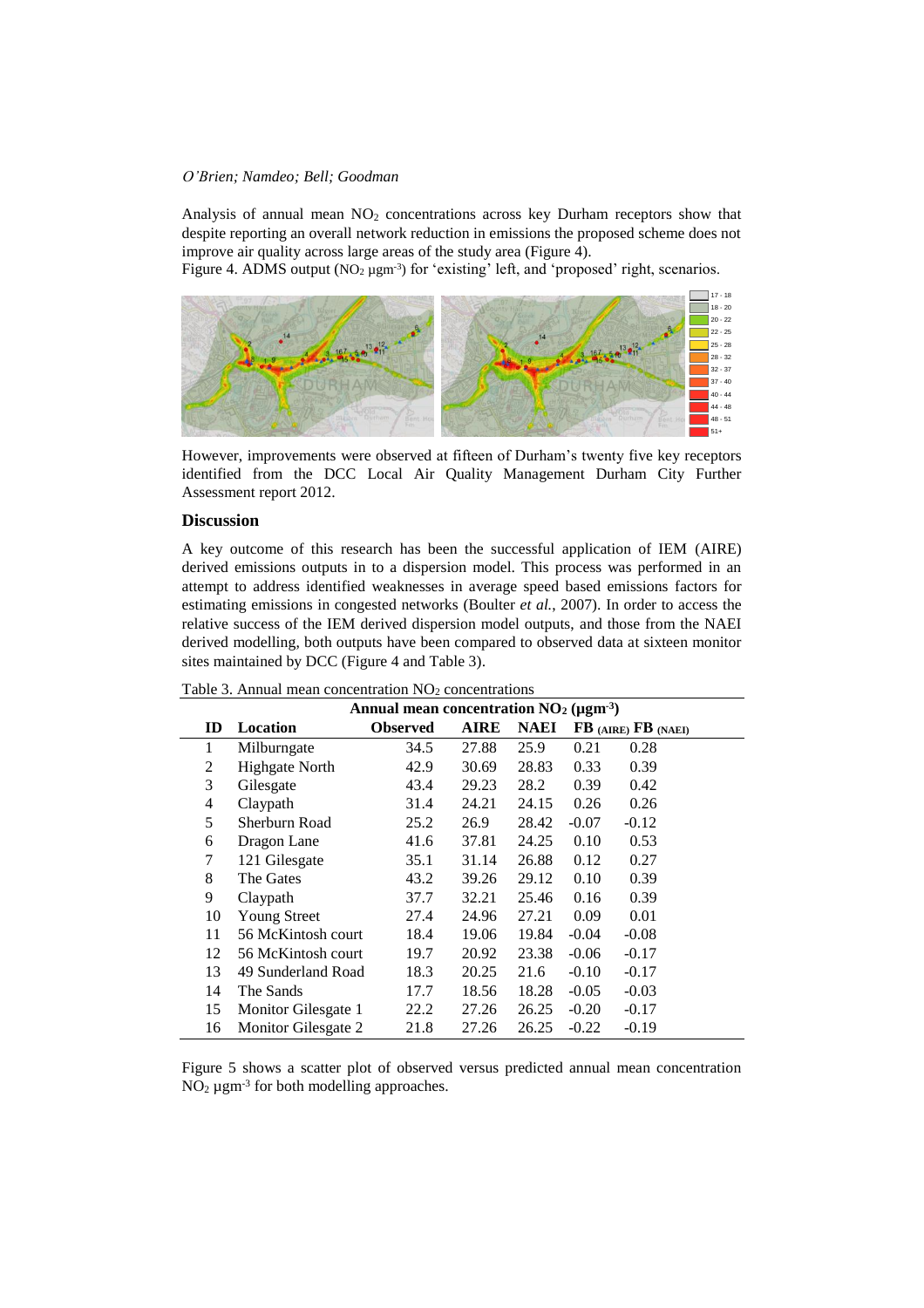Analysis of annual mean $NO_2$ concentrations across key Durham receptors show that despite reporting an overall network reduction in emissions the proposed scheme does not improve air quality across large areas of the study area (Figure 4).

Figure 4. ADMS output ($NO_2$ $\mu gm^{-3}$) for 'existing' left, and 'proposed' right, scenarios.

However, improvements were observed at fifteen of Durham's twenty five key receptors identified from the DCC Local Air Quality Management Durham City Further Assessment report 2012.

## Discussion

A key outcome of this research has been the successful application of IEM (AIRE) derived emissions outputs in to a dispersion model. This process was performed in an attempt to address identified weaknesses in average speed based emissions factors for estimating emissions in congested networks (Boulter *et al.*, 2007). In order to access the relative success of the IEM derived dispersion model outputs, and those from the NAEI derived modelling, both outputs have been compared to observed data at sixteen monitor sites maintained by DCC (Figure 4 and Table 3).

Table 3. Annual mean concentration $NO_2$ concentrations

| Annual mean concentration $NO_2$ ($\mu gm^{-3}$) | | | | | | |
|---|---|---|---|---|---|---|
| **ID** | **Location** | **Observed** | **AIRE** | **NAEI** | **FB** (AIRE) | **FB** (NAEI) |
| 1 | Milburngate | 34.5 | 27.88 | 25.9 | 0.21 | 0.28 |
| 2 | Highgate North | 42.9 | 30.69 | 28.83 | 0.33 | 0.39 |
| 3 | Gilesgate | 43.4 | 29.23 | 28.2 | 0.39 | 0.42 |
| 4 | Claypath | 31.4 | 24.21 | 24.15 | 0.26 | 0.26 |
| 5 | Sherburn Road | 25.2 | 26.9 | 28.42 | -0.07 | -0.12 |
| 6 | Dragon Lane | 41.6 | 37.81 | 24.25 | 0.10 | 0.53 |
| 7 | 121 Gilesgate | 35.1 | 31.14 | 26.88 | 0.12 | 0.27 |
| 8 | The Gates | 43.2 | 39.26 | 29.12 | 0.10 | 0.39 |
| 9 | Claypath | 37.7 | 32.21 | 25.46 | 0.16 | 0.39 |
| 10 | Young Street | 27.4 | 24.96 | 27.21 | 0.09 | 0.01 |
| 11 | 56 McKintosh court | 18.4 | 19.06 | 19.84 | -0.04 | -0.08 |
| 12 | 56 McKintosh court | 19.7 | 20.92 | 23.38 | -0.06 | -0.17 |
| 13 | 49 Sunderland Road | 18.3 | 20.25 | 21.6 | -0.10 | -0.17 |
| 14 | The Sands | 17.7 | 18.56 | 18.28 | -0.05 | -0.03 |
| 15 | Monitor Gilesgate 1 | 22.2 | 27.26 | 26.25 | -0.20 | -0.17 |
| 16 | Monitor Gilesgate 2 | 21.8 | 27.26 | 26.25 | -0.22 | -0.19 |

Figure 5 shows a scatter plot of observed versus predicted annual mean concentration $NO_2$ $\mu gm^{-3}$ for both modelling approaches.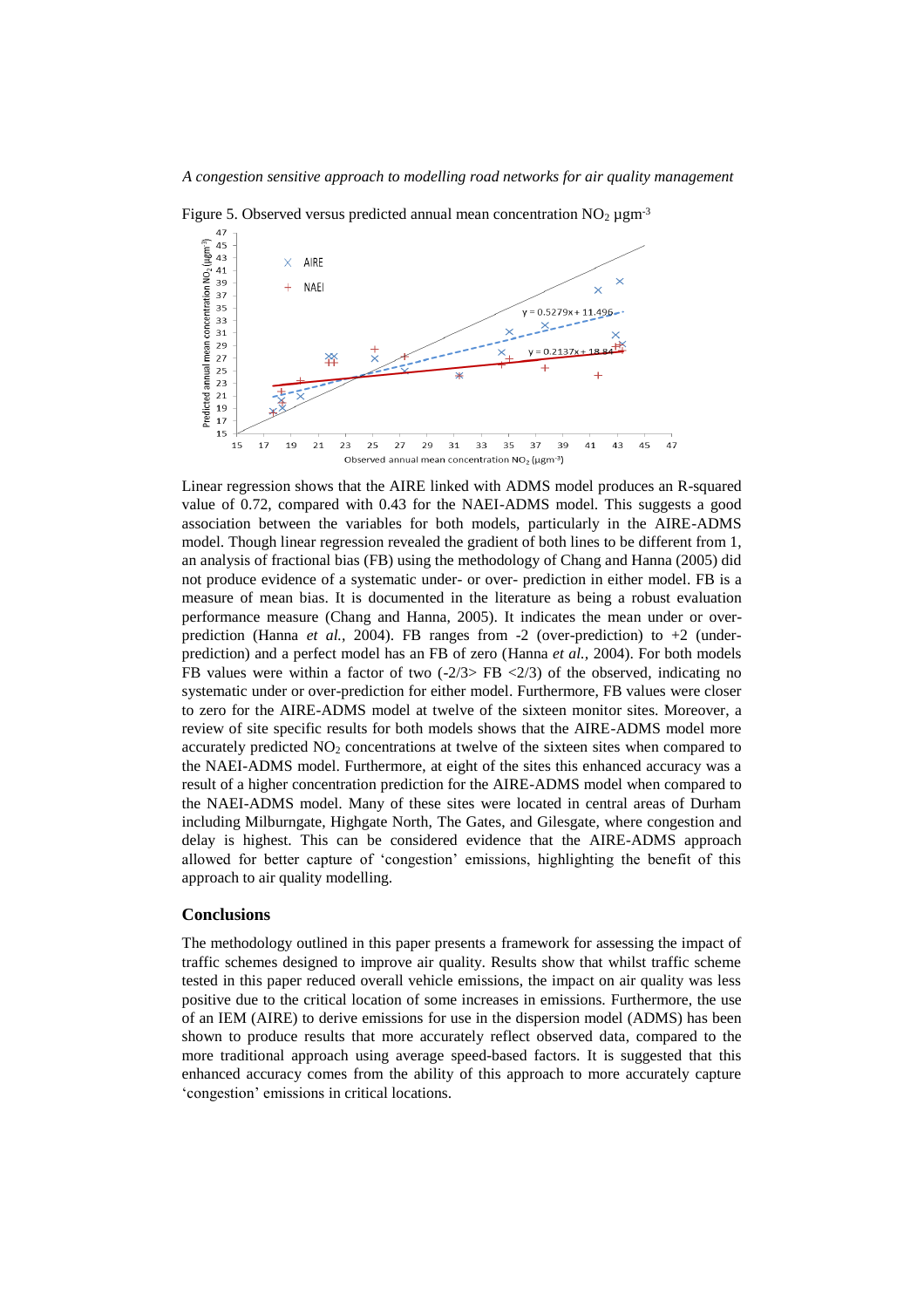Figure 5. Observed versus predicted annual mean concentration $NO_2$ µgm$^{-3}$

Linear regression shows that the AIRE linked with ADMS model produces an R-squared value of 0.72, compared with 0.43 for the NAEI-ADMS model. This suggests a good association between the variables for both models, particularly in the AIRE-ADMS model. Though linear regression revealed the gradient of both lines to be different from 1, an analysis of fractional bias (FB) using the methodology of Chang and Hanna (2005) did not produce evidence of a systematic under- or over- prediction in either model. FB is a measure of mean bias. It is documented in the literature as being a robust evaluation performance measure (Chang and Hanna, 2005). It indicates the mean under or over-prediction (Hanna *et al.,* 2004). FB ranges from -2 (over-prediction) to +2 (under-prediction) and a perfect model has an FB of zero (Hanna *et al.,* 2004). For both models FB values were within a factor of two ($-2/3 > FB < 2/3$) of the observed, indicating no systematic under or over-prediction for either model. Furthermore, FB values were closer to zero for the AIRE-ADMS model at twelve of the sixteen monitor sites. Moreover, a review of site specific results for both models shows that the AIRE-ADMS model more accurately predicted $NO_2$ concentrations at twelve of the sixteen sites when compared to the NAEI-ADMS model. Furthermore, at eight of the sites this enhanced accuracy was a result of a higher concentration prediction for the AIRE-ADMS model when compared to the NAEI-ADMS model. Many of these sites were located in central areas of Durham including Milburngate, Highgate North, The Gates, and Gilesgate, where congestion and delay is highest. This can be considered evidence that the AIRE-ADMS approach allowed for better capture of 'congestion' emissions, highlighting the benefit of this approach to air quality modelling.

## Conclusions

The methodology outlined in this paper presents a framework for assessing the impact of traffic schemes designed to improve air quality. Results show that whilst traffic scheme tested in this paper reduced overall vehicle emissions, the impact on air quality was less positive due to the critical location of some increases in emissions. Furthermore, the use of an IEM (AIRE) to derive emissions for use in the dispersion model (ADMS) has been shown to produce results that more accurately reflect observed data, compared to the more traditional approach using average speed-based factors. It is suggested that this enhanced accuracy comes from the ability of this approach to more accurately capture 'congestion' emissions in critical locations.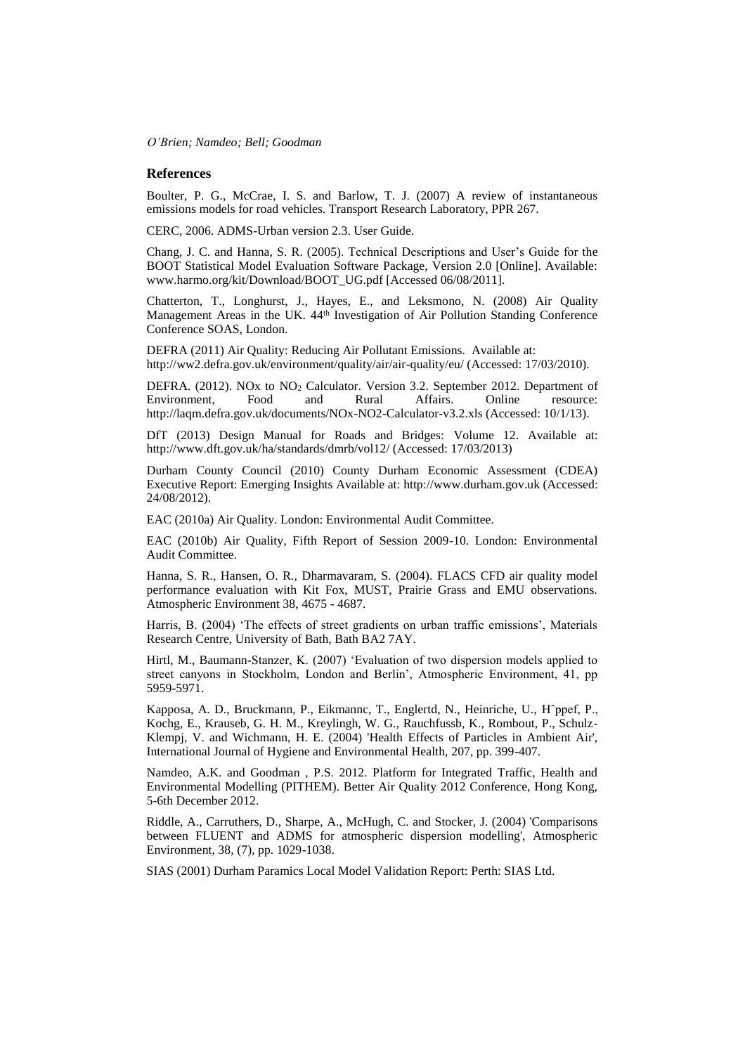## References

Boulter, P. G., McCrae, I. S. and Barlow, T. J. (2007) A review of instantaneous emissions models for road vehicles. Transport Research Laboratory, PPR 267.

CERC, 2006. ADMS-Urban version 2.3. User Guide.

Chang, J. C. and Hanna, S. R. (2005). Technical Descriptions and User's Guide for the BOOT Statistical Model Evaluation Software Package, Version 2.0 [Online]. Available: www.harmo.org/kit/Download/BOOT_UG.pdf [Accessed 06/08/2011].

Chatterton, T., Longhurst, J., Hayes, E., and Leksmono, N. (2008) Air Quality Management Areas in the UK. 44th Investigation of Air Pollution Standing Conference Conference SOAS, London.

DEFRA (2011) Air Quality: Reducing Air Pollutant Emissions. Available at: http://ww2.defra.gov.uk/environment/quality/air/air-quality/eu/ (Accessed: 17/03/2010).

DEFRA. (2012). NOx to $NO_2$ Calculator. Version 3.2. September 2012. Department of Environment, Food and Rural Affairs. Online resource: http://laqm.defra.gov.uk/documents/NOx-NO2-Calculator-v3.2.xls (Accessed: 10/1/13).

DfT (2013) Design Manual for Roads and Bridges: Volume 12. Available at: http://www.dft.gov.uk/ha/standards/dmrb/vol12/ (Accessed: 17/03/2013)

Durham County Council (2010) County Durham Economic Assessment (CDEA) Executive Report: Emerging Insights Available at: http://www.durham.gov.uk (Accessed: 24/08/2012).

EAC (2010a) Air Quality. London: Environmental Audit Committee.

EAC (2010b) Air Quality, Fifth Report of Session 2009-10. London: Environmental Audit Committee.

Hanna, S. R., Hansen, O. R., Dharmavaram, S. (2004). FLACS CFD air quality model performance evaluation with Kit Fox, MUST, Prairie Grass and EMU observations. Atmospheric Environment 38, 4675 - 4687.

Harris, B. (2004) 'The effects of street gradients on urban traffic emissions', Materials Research Centre, University of Bath, Bath BA2 7AY.

Hirtl, M., Baumann-Stanzer, K. (2007) 'Evaluation of two dispersion models applied to street canyons in Stockholm, London and Berlin', Atmospheric Environment, 41, pp 5959-5971.

Kapposa, A. D., Bruckmann, P., Eikmannc, T., Englertd, N., Heinriche, U., Hˆppef, P., Kochg, E., Krauseb, G. H. M., Kreylingh, W. G., Rauchfussb, K., Rombout, P., Schulz-Klempj, V. and Wichmann, H. E. (2004) 'Health Effects of Particles in Ambient Air', International Journal of Hygiene and Environmental Health, 207, pp. 399-407.

Namdeo, A.K. and Goodman , P.S. 2012. Platform for Integrated Traffic, Health and Environmental Modelling (PITHEM). Better Air Quality 2012 Conference, Hong Kong, 5-6th December 2012.

Riddle, A., Carruthers, D., Sharpe, A., McHugh, C. and Stocker, J. (2004) 'Comparisons between FLUENT and ADMS for atmospheric dispersion modelling', Atmospheric Environment, 38, (7), pp. 1029-1038.

SIAS (2001) Durham Paramics Local Model Validation Report: Perth: SIAS Ltd.